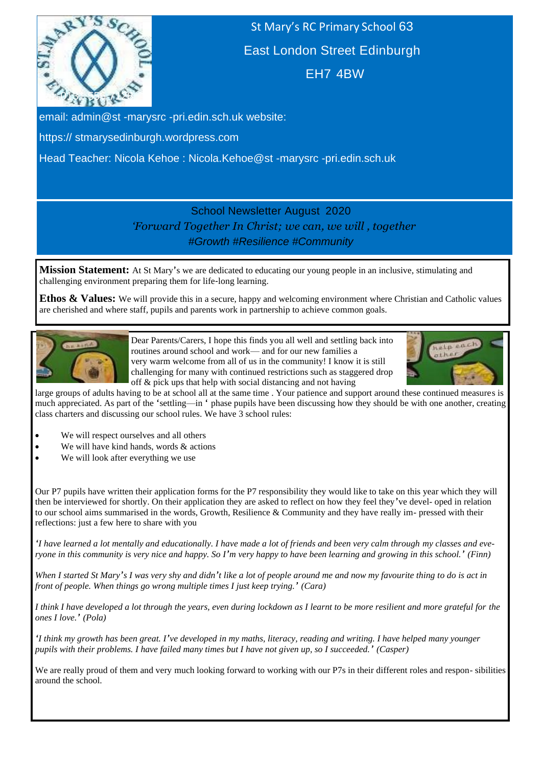St Mary's RC Primary School 63

East London Street Edinburgh

EH7 4BW

email: admin@st -marysrc -pri.edin.sch.uk website:

https:// stmarysedinburgh.wordpress.com

Head Teacher: Nicola Kehoe : Nicola.Kehoe@st -marysrc -pri.edin.sch.uk

# School Newsletter August 2020

*'Forward Together In Christ; we can, we will , together*

*#Growth #Resilience #Community*

**Mission Statement:** At St Mary's we are dedicated to educating our young people in an inclusive, stimulating and challenging environment preparing them for life-long learning.

**Ethos & Values:** We will provide this in a secure, happy and welcoming environment where Christian and Catholic values are cherished and where staff, pupils and parents work in partnership to achieve common goals.

Dear Parents/Carers, I hope this finds you all well and settling back into routines around school and work— and for our new families a very warm welcome from all of us in the community! I know it is still challenging for many with continued restrictions such as staggered drop off & pick ups that help with social distancing and not having large groups of adults having to be at school all at the same time . Your patience and support around these continued measures is much appreciated. As part of the 'settling—in ' phase pupils have been discussing how they should be with one another, creating class charters and discussing our school rules. We have 3 school rules:

- We will respect ourselves and all others
- We will have kind hands, words & actions
- We will look after everything we use

Our P7 pupils have written their application forms for the P7 responsibility they would like to take on this year which they will then be interviewed for shortly. On their application they are asked to reflect on how they feel they've devel- oped in relation to our school aims summarised in the words, Growth, Resilience & Community and they have really im- pressed with their reflections: just a few here to share with you

*'I have learned a lot mentally and educationally. I have made a lot of friends and been very calm through my classes and eve- ryone in this community is very nice and happy. So I'm very happy to have been learning and growing in this school.' (Finn)*

*When I started St Mary's I was very shy and didn't like a lot of people around me and now my favourite thing to do is act in front of people. When things go wrong multiple times I just keep trying.' (Cara)*

*I think I have developed a lot through the years, even during lockdown as I learnt to be more resilient and more grateful for the ones I love.' (Pola)*

*'I think my growth has been great. I've developed in my maths, literacy, reading and writing. I have helped many younger pupils with their problems. I have failed many times but I have not given up, so I succeeded.' (Casper)*

We are really proud of them and very much looking forward to working with our P7s in their different roles and respon- sibilities around the school.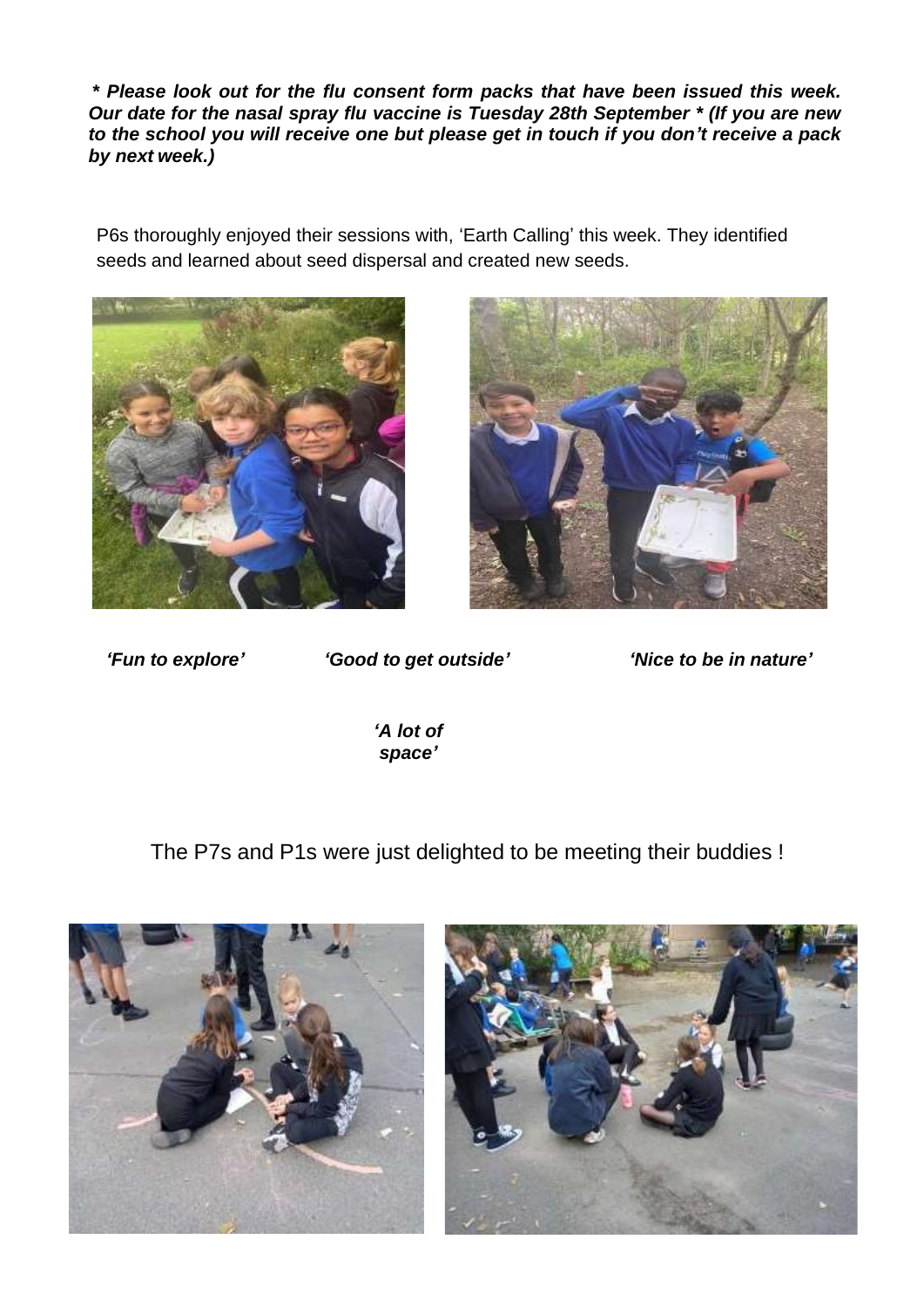***\* Please look out for the flu consent form packs that have been issued this week. Our date for the nasal spray flu vaccine is Tuesday 28th September \* (If you are new to the school you will receive one but please get in touch if you don't receive a pack by next week.)***

P6s thoroughly enjoyed their sessions with, 'Earth Calling' this week. They identified seeds and learned about seed dispersal and created new seeds.

***'Fun to explore'*** ***'Good to get outside'*** ***'Nice to be in nature'***

***'A lot of space'***

The P7s and P1s were just delighted to be meeting their buddies !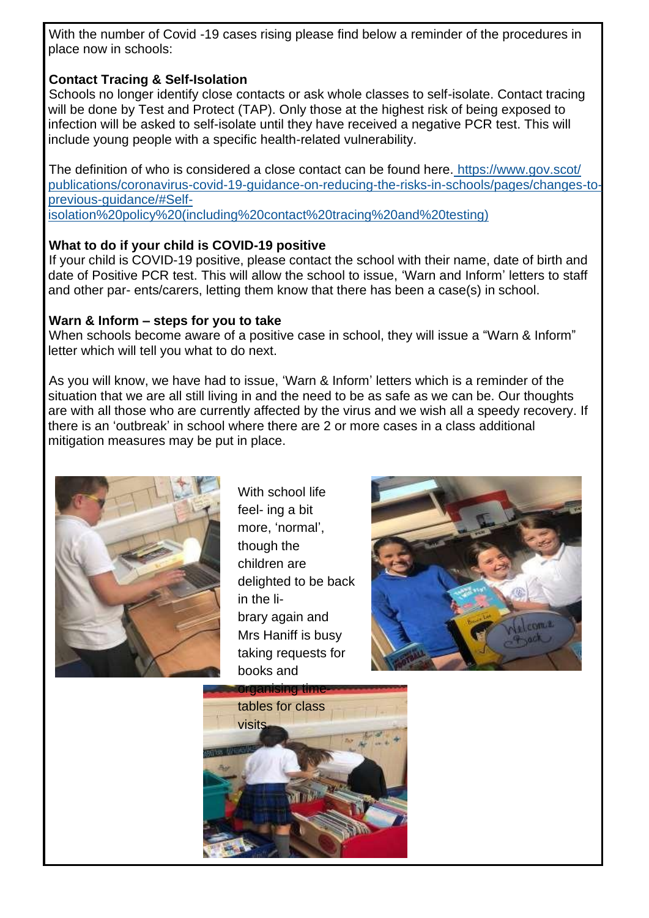With the number of Covid -19 cases rising please find below a reminder of the procedures in place now in schools:

**Contact Tracing & Self-Isolation**

Schools no longer identify close contacts or ask whole classes to self-isolate. Contact tracing will be done by Test and Protect (TAP). Only those at the highest risk of being exposed to infection will be asked to self-isolate until they have received a negative PCR test. This will include young people with a specific health-related vulnerability.

The definition of who is considered a close contact can be found here. https://www.gov.scot/publications/coronavirus-covid-19-guidance-on-reducing-the-risks-in-schools/pages/changes-to-previous-guidance/#Self-isolation%20policy%20(including%20contact%20tracing%20and%20testing)

**What to do if your child is COVID-19 positive**

If your child is COVID-19 positive, please contact the school with their name, date of birth and date of Positive PCR test. This will allow the school to issue, 'Warn and Inform' letters to staff and other par- ents/carers, letting them know that there has been a case(s) in school.

**Warn & Inform – steps for you to take**

When schools become aware of a positive case in school, they will issue a "Warn & Inform" letter which will tell you what to do next.

As you will know, we have had to issue, 'Warn & Inform' letters which is a reminder of the situation that we are all still living in and the need to be as safe as we can be. Our thoughts are with all those who are currently affected by the virus and we wish all a speedy recovery. If there is an 'outbreak' in school where there are 2 or more cases in a class additional mitigation measures may be put in place.

With school life feel- ing a bit more, 'normal', though the children are delighted to be back in the li- brary again and Mrs Haniff is busy taking requests for books and organising time- tables for class visits.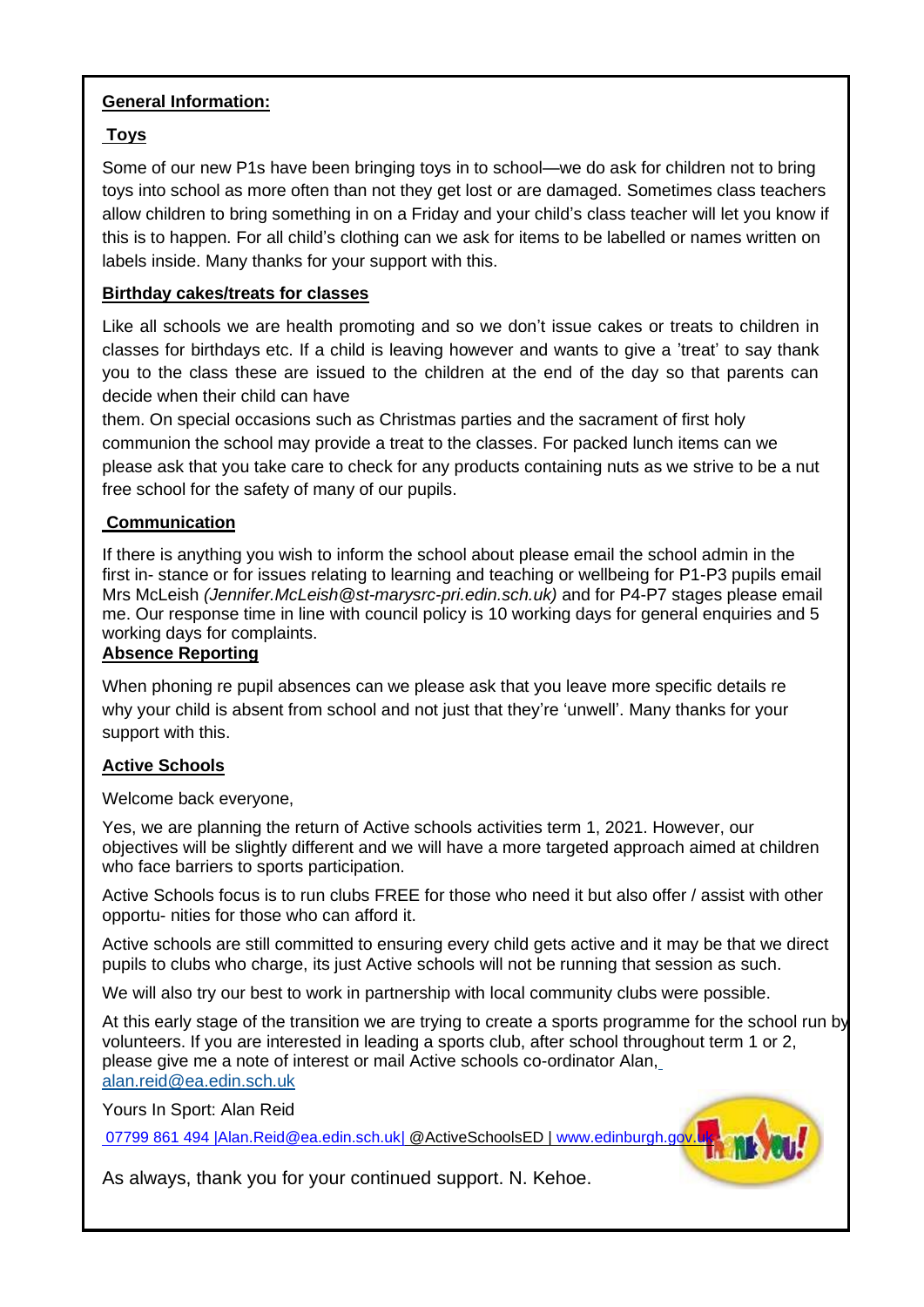**General Information:**

**Toys**

Some of our new P1s have been bringing toys in to school—we do ask for children not to bring toys into school as more often than not they get lost or are damaged. Sometimes class teachers allow children to bring something in on a Friday and your child's class teacher will let you know if this is to happen. For all child's clothing can we ask for items to be labelled or names written on labels inside. Many thanks for your support with this.

**Birthday cakes/treats for classes**

Like all schools we are health promoting and so we don't issue cakes or treats to children in classes for birthdays etc. If a child is leaving however and wants to give a 'treat' to say thank you to the class these are issued to the children at the end of the day so that parents can decide when their child can have

them. On special occasions such as Christmas parties and the sacrament of first holy communion the school may provide a treat to the classes. For packed lunch items can we please ask that you take care to check for any products containing nuts as we strive to be a nut free school for the safety of many of our pupils.

**Communication**

If there is anything you wish to inform the school about please email the school admin in the first in- stance or for issues relating to learning and teaching or wellbeing for P1-P3 pupils email Mrs McLeish *(Jennifer.McLeish@st-marysrc-pri.edin.sch.uk)* and for P4-P7 stages please email me. Our response time in line with council policy is 10 working days for general enquiries and 5 working days for complaints.

**Absence Reporting**

When phoning re pupil absences can we please ask that you leave more specific details re why your child is absent from school and not just that they're 'unwell'. Many thanks for your support with this.

**Active Schools**

Welcome back everyone,

Yes, we are planning the return of Active schools activities term 1, 2021. However, our objectives will be slightly different and we will have a more targeted approach aimed at children who face barriers to sports participation.

Active Schools focus is to run clubs FREE for those who need it but also offer / assist with other opportu- nities for those who can afford it.

Active schools are still committed to ensuring every child gets active and it may be that we direct pupils to clubs who charge, its just Active schools will not be running that session as such.

We will also try our best to work in partnership with local community clubs were possible.

At this early stage of the transition we are trying to create a sports programme for the school run by volunteers. If you are interested in leading a sports club, after school throughout term 1 or 2, please give me a note of interest or mail Active schools co-ordinator Alan, alan.reid@ea.edin.sch.uk

Yours In Sport: Alan Reid

07799 861 494 |Alan.Reid@ea.edin.sch.uk| @ActiveSchoolsED | www.edinburgh.gov.uk

As always, thank you for your continued support. N. Kehoe.